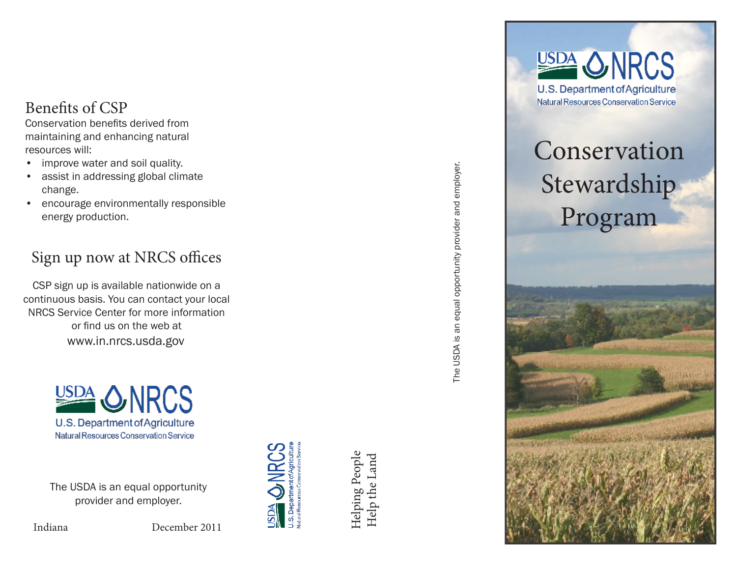## Benefits of CSP

Conservation benefits derived from maintaining and enhancing natural resources will:

- improve water and soil quality.
- assist in addressing global climate change.
- encourage environmentally responsible energy production.

## Sign up now at NRCS offices

CSP sign up is available nationwide on a continuous basis. You can contact your local NRCS Service Center for more information or find us on the web at www.in.nrcs.usda.gov

USDA NRCS
U.S. Department of Agriculture
Natural Resources Conservation Service

The USDA is an equal opportunity provider and employer.

Indiana December 2011

USDA NRCS
U.S. Department of Agriculture
Natural Resources Conservation Service

Helping People
Help the Land

The USDA is an equal opportunity provider and employer.

USDA NRCS
U.S. Department of Agriculture
Natural Resources Conservation Service

# Conservation Stewardship Program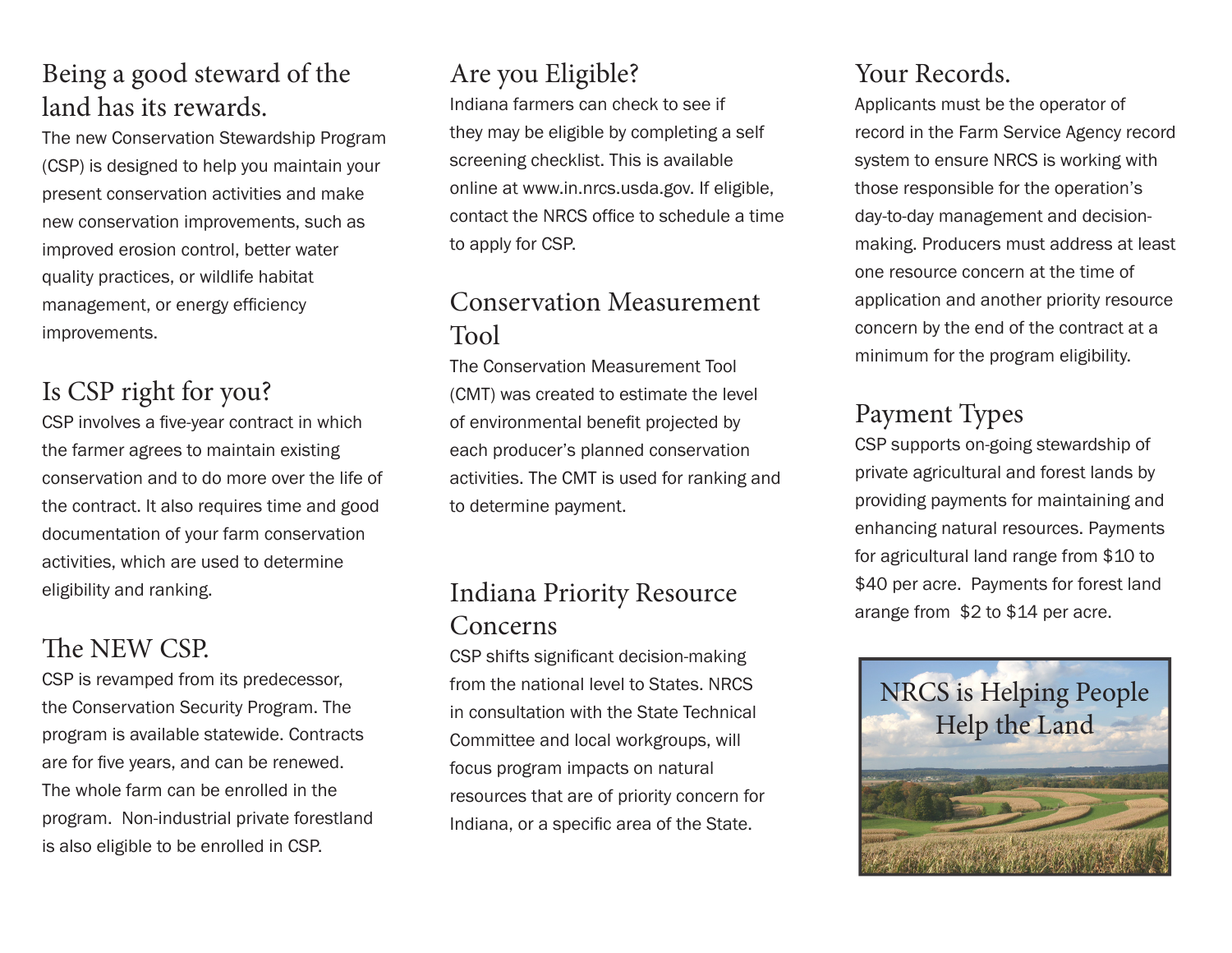## Being a good steward of the land has its rewards.

The new Conservation Stewardship Program (CSP) is designed to help you maintain your present conservation activities and make new conservation improvements, such as improved erosion control, better water quality practices, or wildlife habitat management, or energy efficiency improvements.

## Is CSP right for you?

CSP involves a five-year contract in which the farmer agrees to maintain existing conservation and to do more over the life of the contract. It also requires time and good documentation of your farm conservation activities, which are used to determine eligibility and ranking.

## The NEW CSP.

CSP is revamped from its predecessor, the Conservation Security Program. The program is available statewide. Contracts are for five years, and can be renewed. The whole farm can be enrolled in the program. Non-industrial private forestland is also eligible to be enrolled in CSP.

## Are you Eligible?

Indiana farmers can check to see if they may be eligible by completing a self screening checklist. This is available online at www.in.nrcs.usda.gov. If eligible, contact the NRCS office to schedule a time to apply for CSP.

## Conservation Measurement Tool

The Conservation Measurement Tool (CMT) was created to estimate the level of environmental benefit projected by each producer's planned conservation activities. The CMT is used for ranking and to determine payment.

## Indiana Priority Resource Concerns

CSP shifts significant decision-making from the national level to States. NRCS in consultation with the State Technical Committee and local workgroups, will focus program impacts on natural resources that are of priority concern for Indiana, or a specific area of the State.

## Your Records.

Applicants must be the operator of record in the Farm Service Agency record system to ensure NRCS is working with those responsible for the operation's day-to-day management and decision-making. Producers must address at least one resource concern at the time of application and another priority resource concern by the end of the contract at a minimum for the program eligibility.

## Payment Types

CSP supports on-going stewardship of private agricultural and forest lands by providing payments for maintaining and enhancing natural resources. Payments for agricultural land range from $10 to $40 per acre. Payments for forest land arange from $2 to $14 per acre.

NRCS is Helping People Help the Land